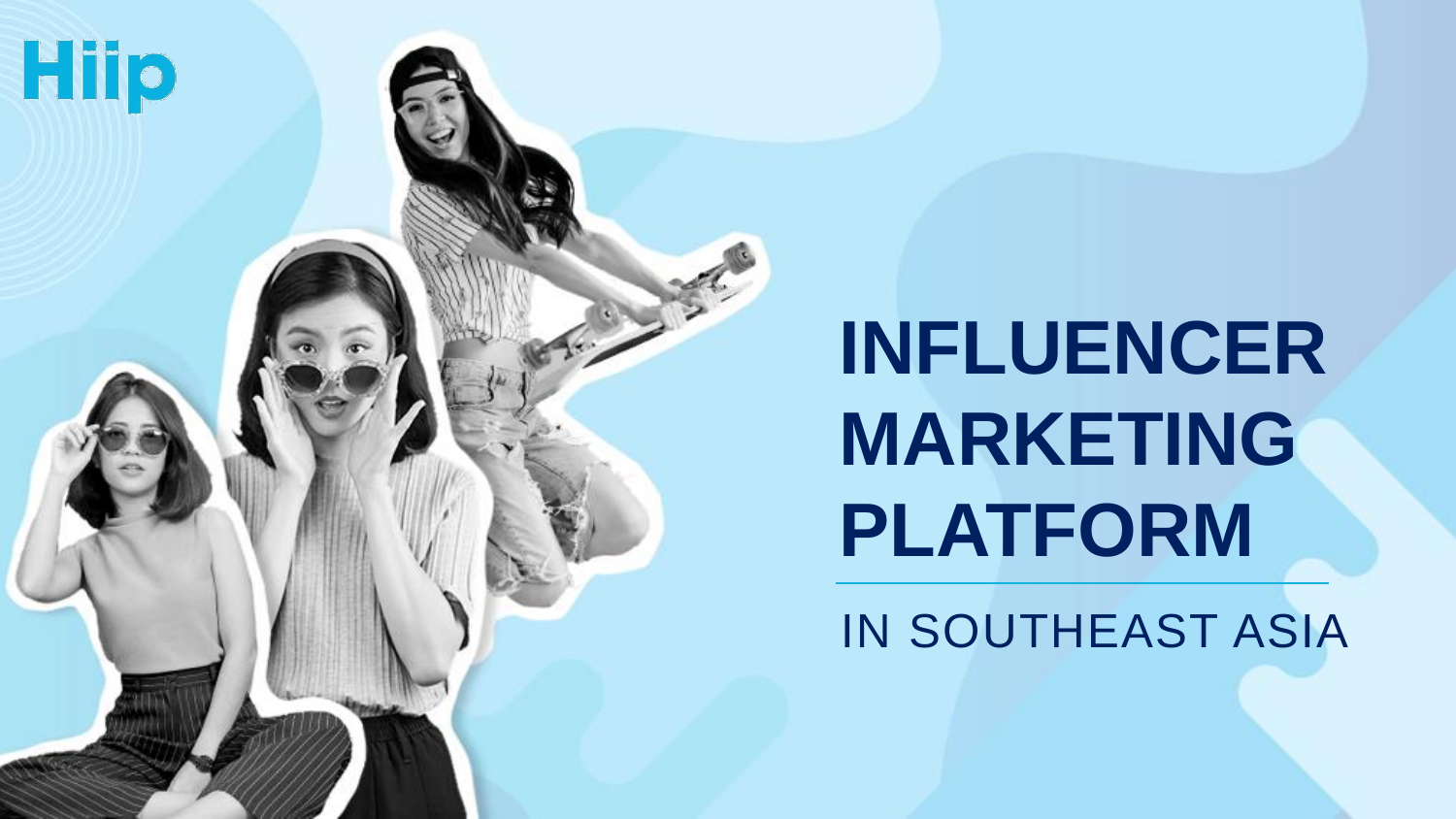Hiip

# INFLUENCER MARKETING PLATFORM

IN SOUTHEAST ASIA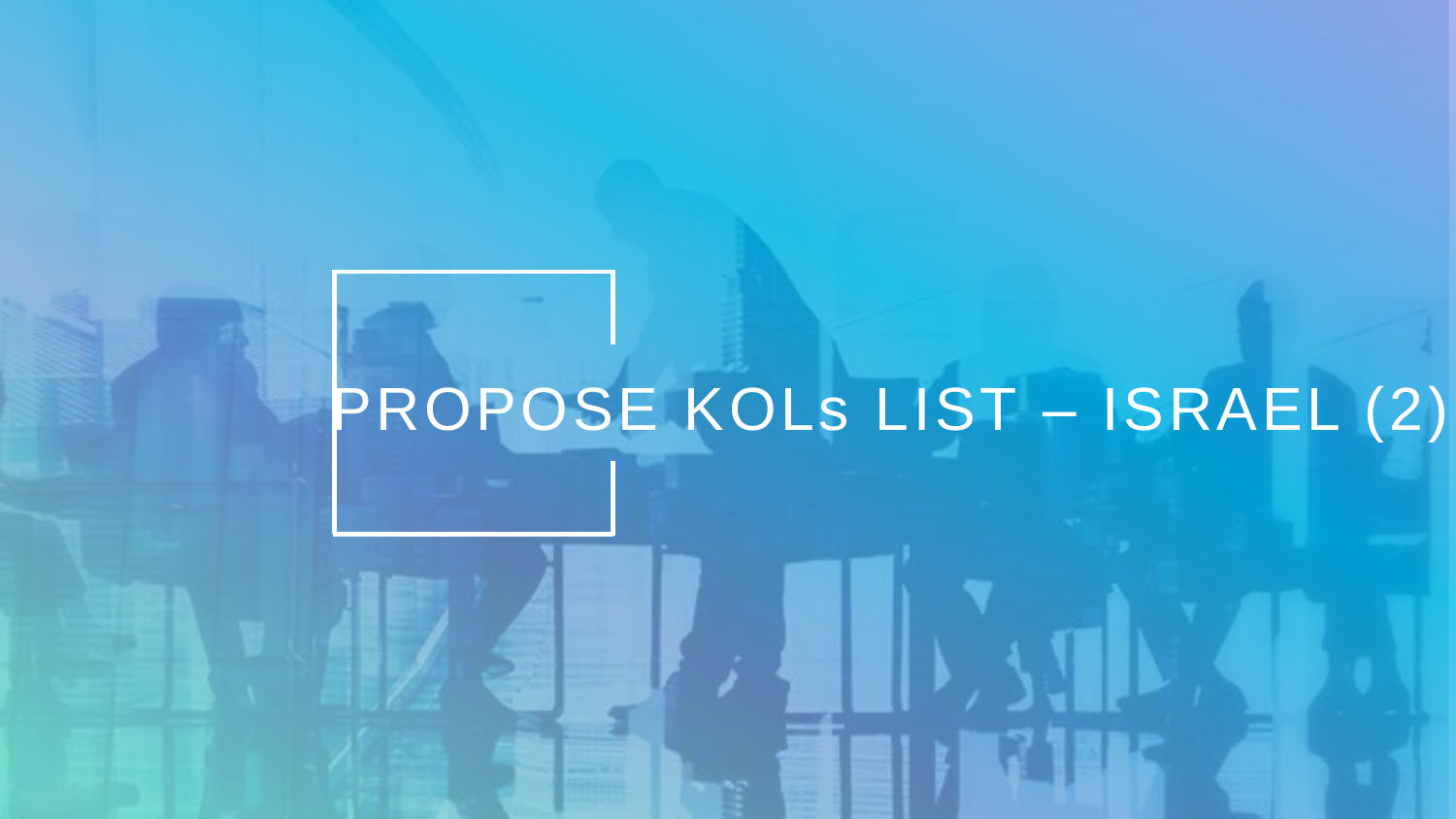# PROPOSE KOLs LIST – ISRAEL (2)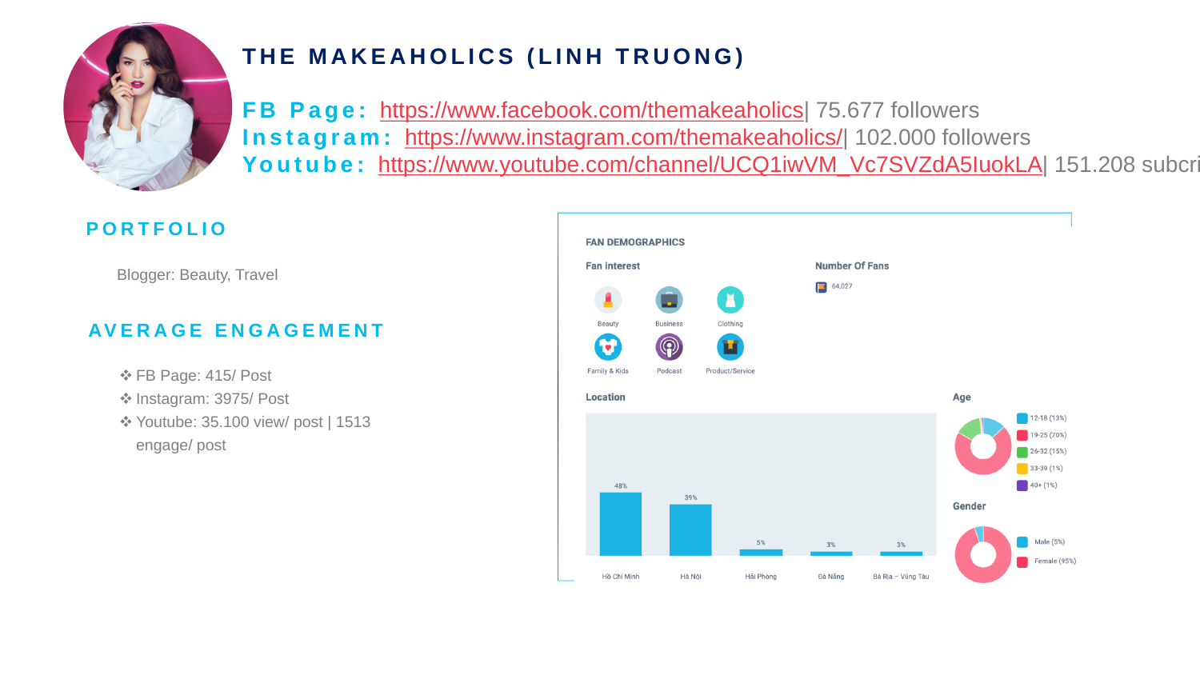# THE MAKEAHOLICS (LINH TRUONG)

**FB Page:** https://www.facebook.com/themakeaholics| 75.677 followers
**Instagram:** https://www.instagram.com/themakeaholics/| 102.000 followers
**Youtube:** https://www.youtube.com/channel/UCQ1iwVM_Vc7SVZdA5IuokLA| 151.208 subcri

## PORTFOLIO

Blogger: Beauty, Travel

## AVERAGE ENGAGEMENT

- ❖ FB Page: 415/ Post
- ❖ Instagram: 3975/ Post
- ❖ Youtube: 35.100 view/ post | 1513 engage/ post

### FAN DEMOGRAPHICS

**Fan interest**

Beauty, Business, Clothing, Family & Kids, Podcast, Product/Service

**Number Of Fans**

64,027

**Location**

| Hồ Chí Minh | Hà Nội | Hải Phòng | Đà Nẵng | Bà Rịa – Vũng Tàu |
|---|---|---|---|---|
| 48% | 39% | 5% | 3% | 3% |

**Age**

- 12-18 (13%)
- 19-25 (70%)
- 26-32 (15%)
- 33-39 (1%)
- 40+ (1%)

**Gender**

- Male (5%)
- Female (95%)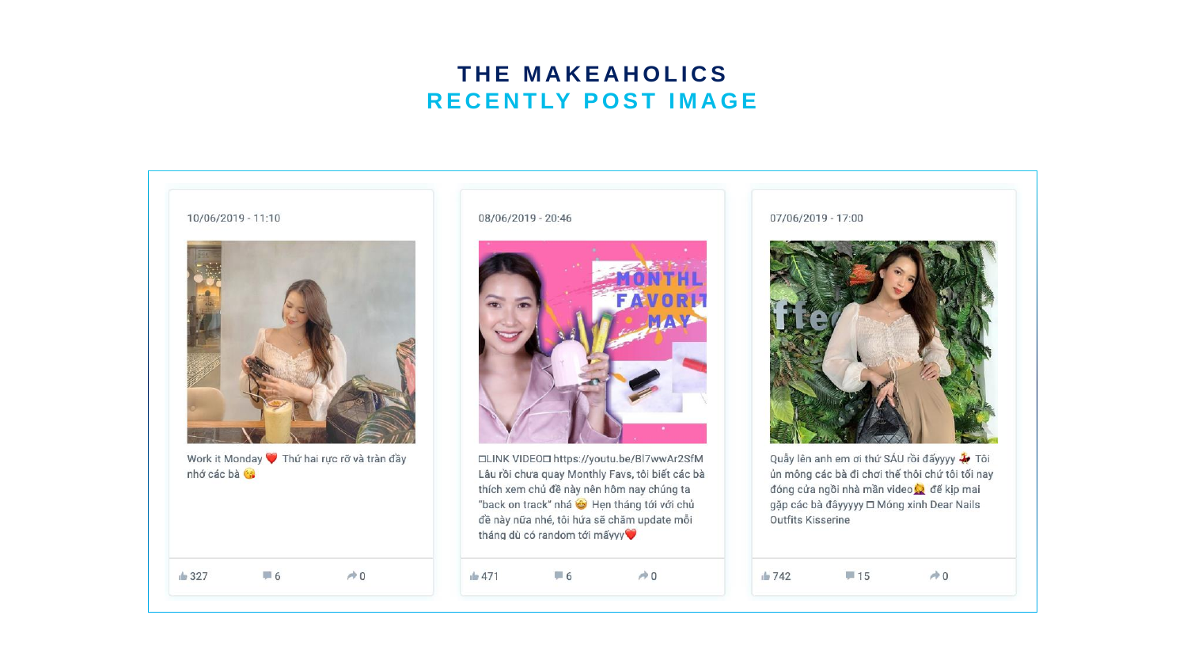# THE MAKEAHOLICS
## RECENTLY POST IMAGE

10/06/2019 - 11:10

Work it Monday ❤️ Thứ hai rực rỡ và tràn đầy nhớ các bà 😘

👍 327 💬 6 ↪ 0

08/06/2019 - 20:46

□LINK VIDEO□ https://youtu.be/Bl7wwAr2SfM Lâu rồi chưa quay Monthly Favs, tôi biết các bà thích xem chủ đề này nên hôm nay chúng ta "back on track" nhá 🤩 Hẹn tháng tới với chủ đề này nữa nhé, tôi hứa sẽ chăm update mỗi tháng dù có random tới mấyyy❤️

👍 471 💬 6 ↪ 0

07/06/2019 - 17:00

Quẩy lên anh em ơi thứ SÁU rồi đấyyyy 💃 Tôi ủn mông các bà đi chơi thế thôi chứ tôi tối nay đóng cửa ngồi nhà mần video🙎 để kịp mai gặp các bà đâyyyyy □ Móng xinh Dear Nails Outfits Kisserine

👍 742 💬 15 ↪ 0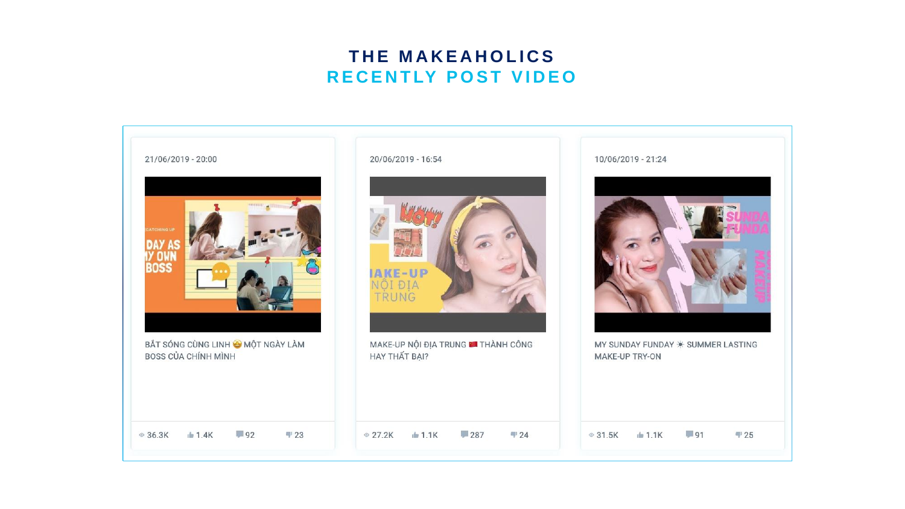# THE MAKEAHOLICS
## RECENTLY POST VIDEO

21/06/2019 - 20:00

BẮT SÓNG CÙNG LINH 🤩 MỘT NGÀY LÀM BOSS CỦA CHÍNH MÌNH

36.3K | 1.4K | 92 | 23

20/06/2019 - 16:54

MAKE-UP NỘI ĐỊA TRUNG 🇨🇳 THÀNH CÔNG HAY THẤT BẠI?

27.2K | 1.1K | 287 | 24

10/06/2019 - 21:24

MY SUNDAY FUNDAY ☀ SUMMER LASTING MAKE-UP TRY-ON

31.5K | 1.1K | 91 | 25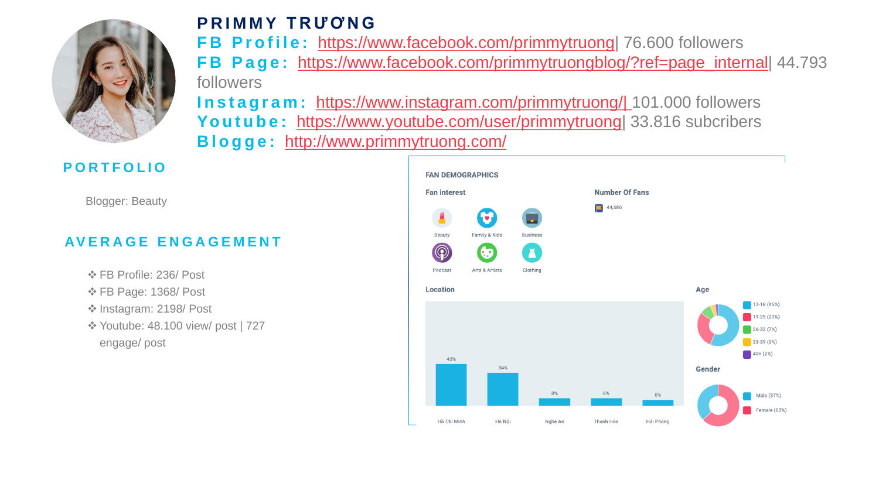# PRIMMY TRƯƠNG

**FB Profile:** https://www.facebook.com/primmytruong| 76.600 followers
**FB Page:** https://www.facebook.com/primmytruongblog/?ref=page_internal| 44.793 followers
**Instagram:** https://www.instagram.com/primmytruong/| 101.000 followers
**Youtube:** https://www.youtube.com/user/primmytruong| 33.816 subcribers
**Blogge:** http://www.primmytruong.com/

## PORTFOLIO

Blogger: Beauty

## AVERAGE ENGAGEMENT

- ❖ FB Profile: 236/ Post
- ❖ FB Page: 1368/ Post
- ❖ Instagram: 2198/ Post
- ❖ Youtube: 48.100 view/ post | 727 engage/ post

### FAN DEMOGRAPHICS

**Fan interest**

Beauty, Family & Kids, Business, Podcast, Arts & Artists, Clothing

**Number Of Fans**

44,686

**Location**

| Location | % |
|---|---|
| Hồ Chí Minh | 43% |
| Hà Nội | 34% |
| Nghệ An | 8% |
| Thanh Hóa | 8% |
| Hải Phòng | 6% |

**Age**

- 12-18 (45%)
- 19-25 (23%)
- 26-32 (7%)
- 33-39 (3%)
- 40+ (2%)

**Gender**

- Male (37%)
- Female (63%)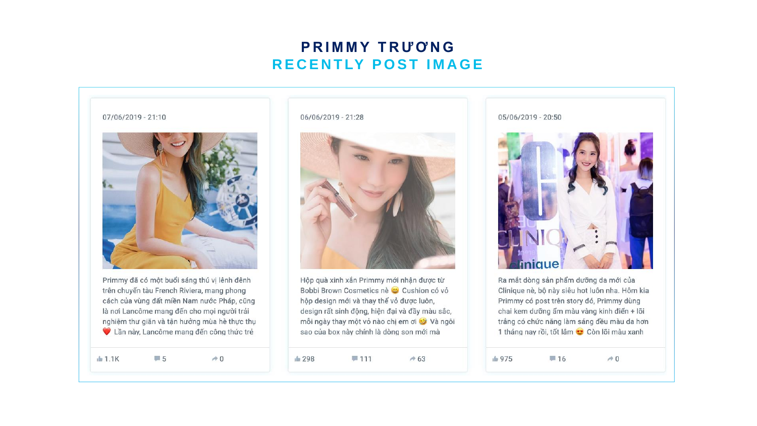# PRIMMY TRƯƠNG
## RECENTLY POST IMAGE

07/06/2019 - 21:10

Primmy đã có một buổi sáng thú vị lênh đênh trên chuyến tàu French Riviera, mang phong cách của vùng đất miền Nam nước Pháp, cũng là nơi Lancôme mang đến cho mọi người trải nghiệm thư giãn và tận hưởng mùa hè thực thụ ❤️ Lần này, Lancôme mang đến công thức trẻ

1.1K | 5 | 0

06/06/2019 - 21:28

Hộp quà xinh xắn Primmy mới nhận được từ Bobbi Brown Cosmetics nè 😄 Cushion có vỏ hộp design mới và thay thế vỏ được luôn, design rất sinh động, hiện đại và đầy màu sắc, mỗi ngày thay một vỏ nào chị em ơi 😏 Và ngôi sao của box này chính là dòng son mới mà

298 | 111 | 63

05/06/2019 - 20:50

Ra mắt dòng sản phẩm dưỡng da mới của Clinique nè, bộ này siêu hot luôn nha. Hôm kia Primmy có post trên story đó, Primmy dùng chai kem dưỡng ẩm màu vàng kinh điển + lõi trắng có chức năng làm sáng đều màu da hơn 1 tháng nay rồi, tốt lắm 😍 Còn lõi màu xanh

975 | 16 | 0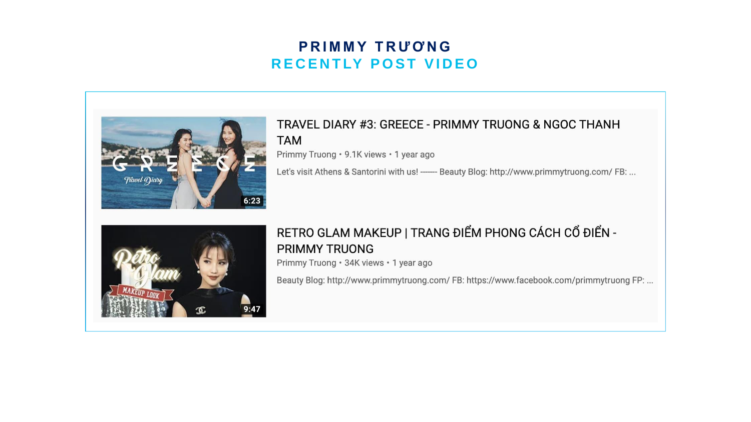# PRIMMY TRƯƠNG

## RECENTLY POST VIDEO

**TRAVEL DIARY #3: GREECE - PRIMMY TRUONG & NGOC THANH TAM**

Primmy Truong • 9.1K views • 1 year ago

Let's visit Athens & Santorini with us! ------- Beauty Blog: http://www.primmytruong.com/ FB: ...

6:23

**RETRO GLAM MAKEUP | TRANG ĐIỂM PHONG CÁCH CỔ ĐIỂN - PRIMMY TRUONG**

Primmy Truong • 34K views • 1 year ago

Beauty Blog: http://www.primmytruong.com/ FB: https://www.facebook.com/primmytruong FP: ...

9:47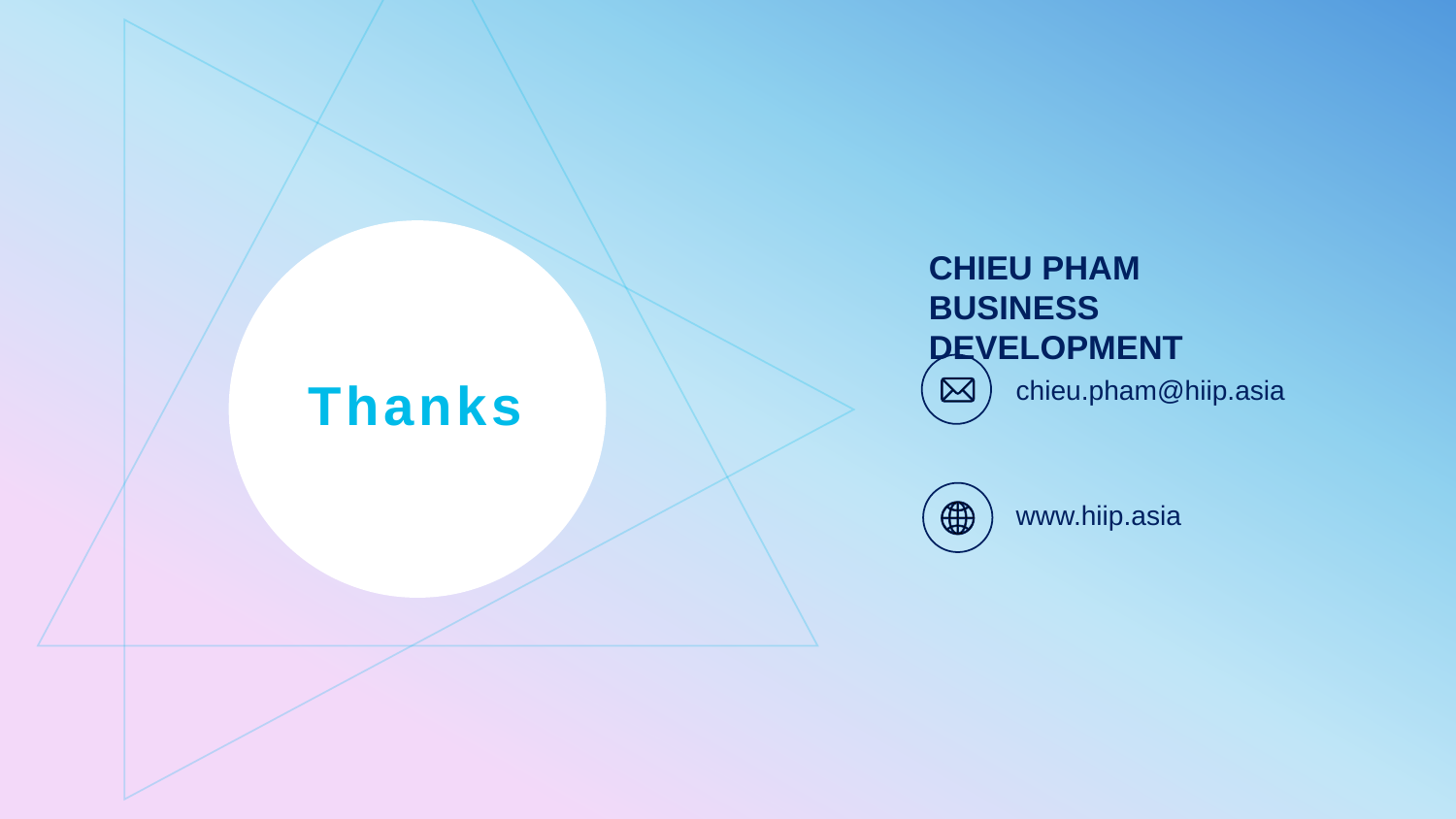# Thanks

**CHIEU PHAM**
**BUSINESS DEVELOPMENT**

chieu.pham@hiip.asia

www.hiip.asia